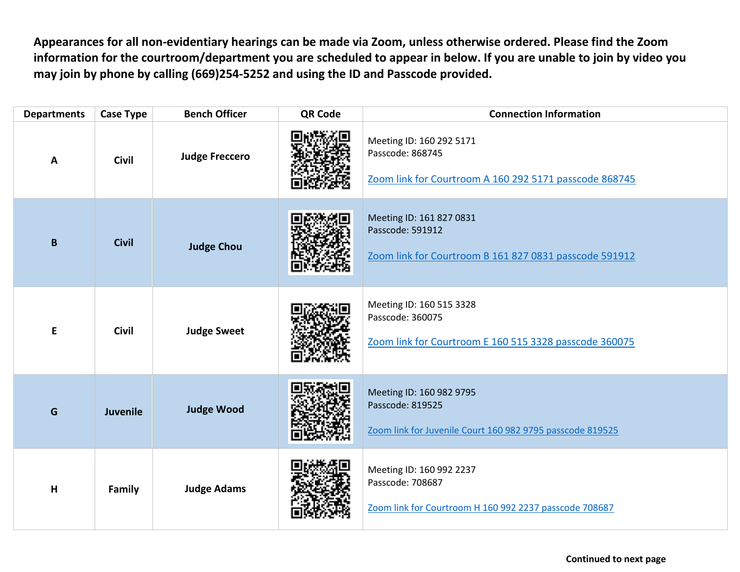**Appearances for all non-evidentiary hearings can be made via Zoom, unless otherwise ordered. Please find the Zoom information for the courtroom/department you are scheduled to appear in below. If you are unable to join by video you may join by phone by calling (669)254-5252 and using the ID and Passcode provided.**

| Departments | Case Type | Bench Officer | QR Code | Connection Information |
|---|---|---|---|---|
| **A** | **Civil** | **Judge Freccero** | | Meeting ID: 160 292 5171<br>Passcode: 868745<br><br>Zoom link for Courtroom A 160 292 5171 passcode 868745 |
| **B** | **Civil** | **Judge Chou** | | Meeting ID: 161 827 0831<br>Passcode: 591912<br><br>Zoom link for Courtroom B 161 827 0831 passcode 591912 |
| **E** | **Civil** | **Judge Sweet** | | Meeting ID: 160 515 3328<br>Passcode: 360075<br><br>Zoom link for Courtroom E 160 515 3328 passcode 360075 |
| **G** | **Juvenile** | **Judge Wood** | | Meeting ID: 160 982 9795<br>Passcode: 819525<br><br>Zoom link for Juvenile Court 160 982 9795 passcode 819525 |
| **H** | **Family** | **Judge Adams** | | Meeting ID: 160 992 2237<br>Passcode: 708687<br><br>Zoom link for Courtroom H 160 992 2237 passcode 708687 |

**Continued to next page**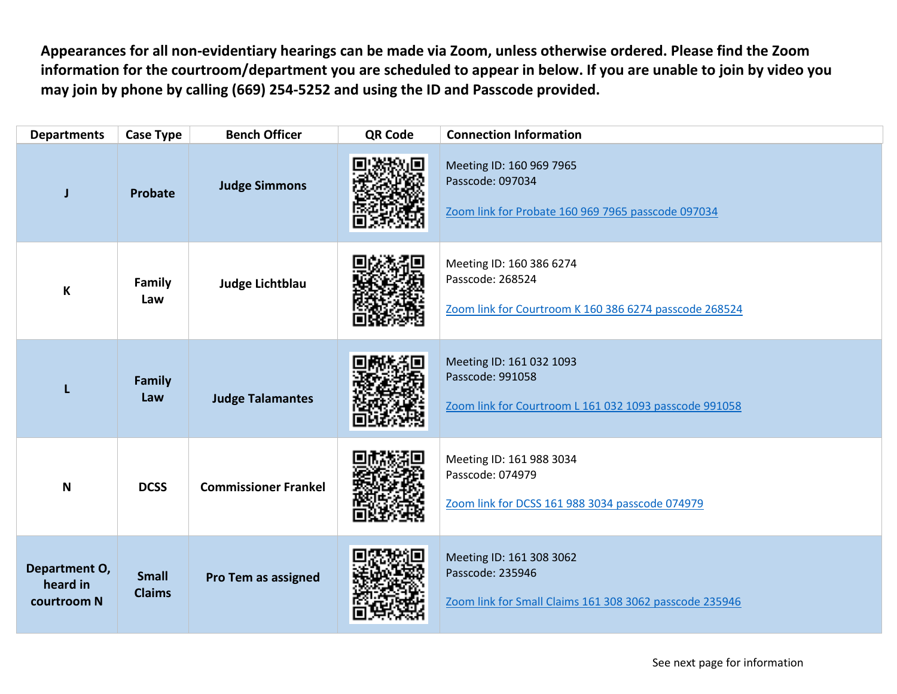**Appearances for all non-evidentiary hearings can be made via Zoom, unless otherwise ordered. Please find the Zoom information for the courtroom/department you are scheduled to appear in below. If you are unable to join by video you may join by phone by calling (669) 254-5252 and using the ID and Passcode provided.**

| Departments | Case Type | Bench Officer | QR Code | Connection Information |
|---|---|---|---|---|
| **J** | **Probate** | **Judge Simmons** | | Meeting ID: 160 969 7965<br>Passcode: 097034<br><br>Zoom link for Probate 160 969 7965 passcode 097034 |
| **K** | **Family Law** | **Judge Lichtblau** | | Meeting ID: 160 386 6274<br>Passcode: 268524<br><br>Zoom link for Courtroom K 160 386 6274 passcode 268524 |
| **L** | **Family Law** | **Judge Talamantes** | | Meeting ID: 161 032 1093<br>Passcode: 991058<br><br>Zoom link for Courtroom L 161 032 1093 passcode 991058 |
| **N** | **DCSS** | **Commissioner Frankel** | | Meeting ID: 161 988 3034<br>Passcode: 074979<br><br>Zoom link for DCSS 161 988 3034 passcode 074979 |
| **Department O, heard in courtroom N** | **Small Claims** | **Pro Tem as assigned** | | Meeting ID: 161 308 3062<br>Passcode: 235946<br><br>Zoom link for Small Claims 161 308 3062 passcode 235946 |

See next page for information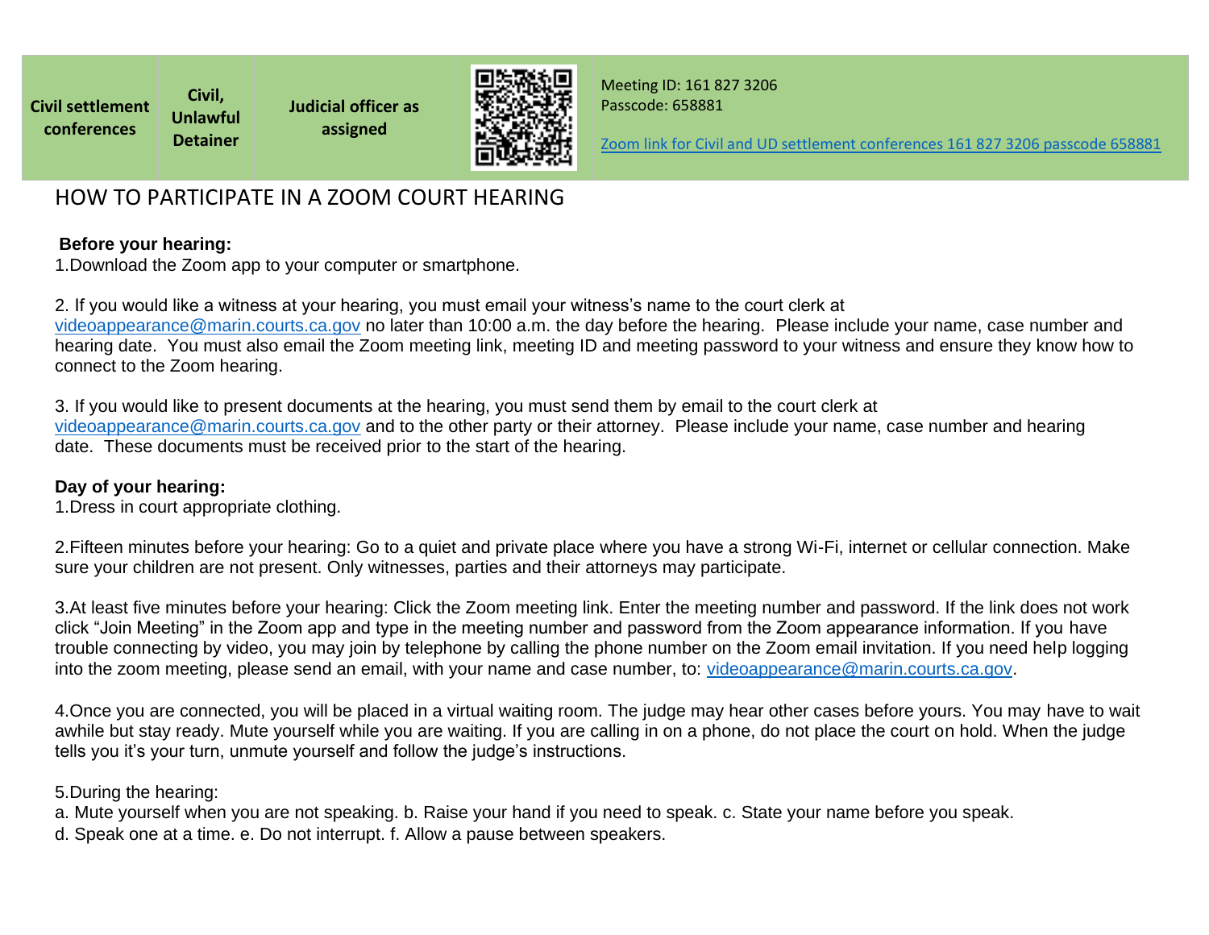| | | | | |
|---|---|---|---|---|
| **Civil settlement conferences** | **Civil, Unlawful Detainer** | **Judicial officer as assigned** | | Meeting ID: 161 827 3206<br>Passcode: 658881<br><br>Zoom link for Civil and UD settlement conferences 161 827 3206 passcode 658881 |

# HOW TO PARTICIPATE IN A ZOOM COURT HEARING

**Before your hearing:**

1.Download the Zoom app to your computer or smartphone.

2. If you would like a witness at your hearing, you must email your witness's name to the court clerk at videoappearance@marin.courts.ca.gov no later than 10:00 a.m. the day before the hearing. Please include your name, case number and hearing date. You must also email the Zoom meeting link, meeting ID and meeting password to your witness and ensure they know how to connect to the Zoom hearing.

3. If you would like to present documents at the hearing, you must send them by email to the court clerk at videoappearance@marin.courts.ca.gov and to the other party or their attorney. Please include your name, case number and hearing date. These documents must be received prior to the start of the hearing.

**Day of your hearing:**

1.Dress in court appropriate clothing.

2.Fifteen minutes before your hearing: Go to a quiet and private place where you have a strong Wi-Fi, internet or cellular connection. Make sure your children are not present. Only witnesses, parties and their attorneys may participate.

3.At least five minutes before your hearing: Click the Zoom meeting link. Enter the meeting number and password. If the link does not work click "Join Meeting" in the Zoom app and type in the meeting number and password from the Zoom appearance information. If you have trouble connecting by video, you may join by telephone by calling the phone number on the Zoom email invitation. If you need help logging into the zoom meeting, please send an email, with your name and case number, to: videoappearance@marin.courts.ca.gov.

4.Once you are connected, you will be placed in a virtual waiting room. The judge may hear other cases before yours. You may have to wait awhile but stay ready. Mute yourself while you are waiting. If you are calling in on a phone, do not place the court on hold. When the judge tells you it's your turn, unmute yourself and follow the judge's instructions.

5.During the hearing:

a. Mute yourself when you are not speaking. b. Raise your hand if you need to speak. c. State your name before you speak.
d. Speak one at a time. e. Do not interrupt. f. Allow a pause between speakers.